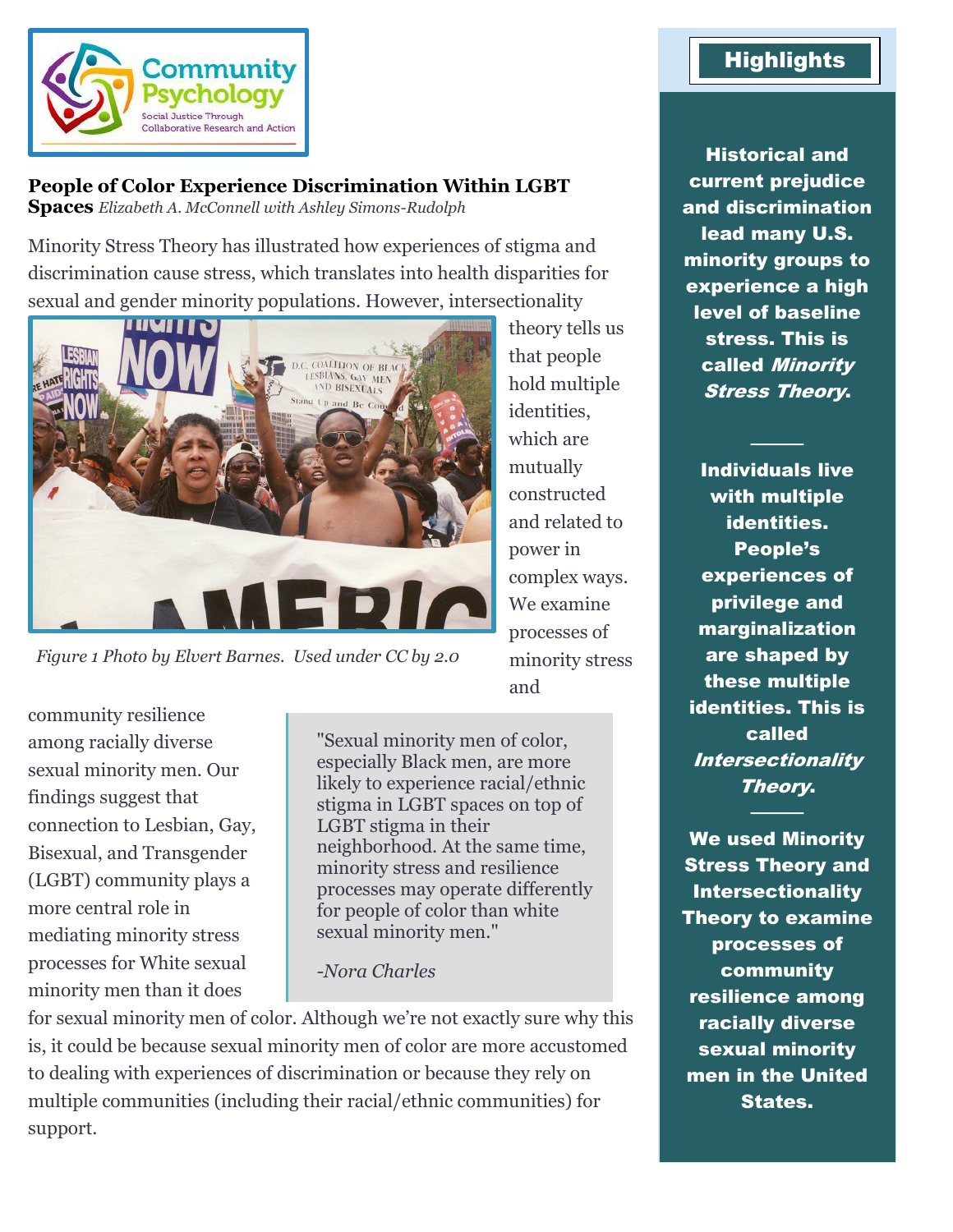Community Psychology
Social Justice Through Collaborative Research and Action

## People of Color Experience Discrimination Within LGBT Spaces

*Elizabeth A. McConnell with Ashley Simons-Rudolph*

Minority Stress Theory has illustrated how experiences of stigma and discrimination cause stress, which translates into health disparities for sexual and gender minority populations. However, intersectionality theory tells us that people hold multiple identities, which are mutually constructed and related to power in complex ways. We examine processes of minority stress and community resilience among racially diverse sexual minority men. Our findings suggest that connection to Lesbian, Gay, Bisexual, and Transgender (LGBT) community plays a more central role in mediating minority stress processes for White sexual minority men than it does for sexual minority men of color. Although we're not exactly sure why this is, it could be because sexual minority men of color are more accustomed to dealing with experiences of discrimination or because they rely on multiple communities (including their racial/ethnic communities) for support.

*Figure 1 Photo by Elvert Barnes. Used under CC by 2.0*

> "Sexual minority men of color, especially Black men, are more likely to experience racial/ethnic stigma in LGBT spaces on top of LGBT stigma in their neighborhood. At the same time, minority stress and resilience processes may operate differently for people of color than white sexual minority men."
>
> *-Nora Charles*

### Highlights

**Historical and current prejudice and discrimination lead many U.S. minority groups to experience a high level of baseline stress. This is called *Minority Stress Theory*.**

---

**Individuals live with multiple identities. People's experiences of privilege and marginalization are shaped by these multiple identities. This is called *Intersectionality Theory*.**

---

**We used Minority Stress Theory and Intersectionality Theory to examine processes of community resilience among racially diverse sexual minority men in the United States.**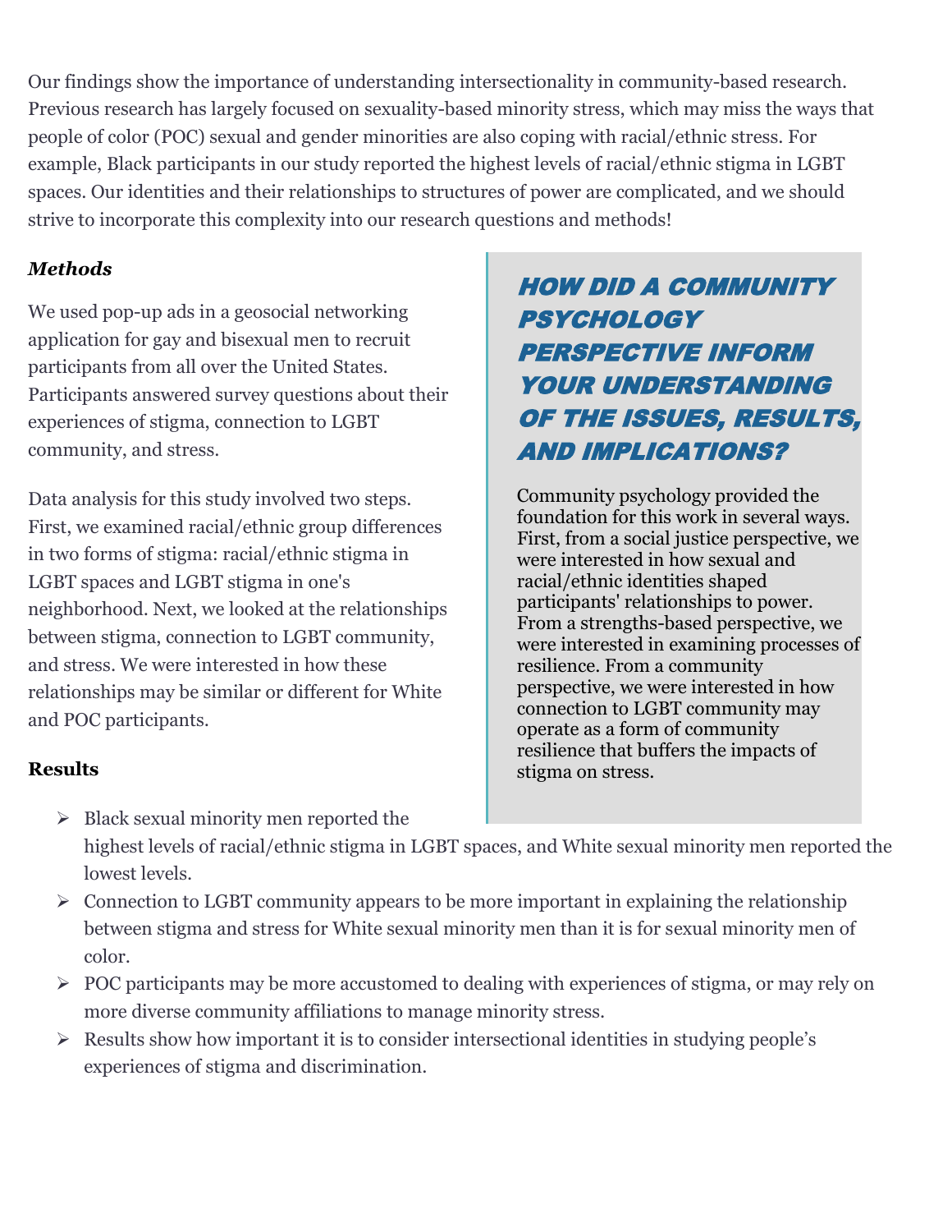Our findings show the importance of understanding intersectionality in community-based research. Previous research has largely focused on sexuality-based minority stress, which may miss the ways that people of color (POC) sexual and gender minorities are also coping with racial/ethnic stress. For example, Black participants in our study reported the highest levels of racial/ethnic stigma in LGBT spaces. Our identities and their relationships to structures of power are complicated, and we should strive to incorporate this complexity into our research questions and methods!

### *Methods*

We used pop-up ads in a geosocial networking application for gay and bisexual men to recruit participants from all over the United States. Participants answered survey questions about their experiences of stigma, connection to LGBT community, and stress.

Data analysis for this study involved two steps. First, we examined racial/ethnic group differences in two forms of stigma: racial/ethnic stigma in LGBT spaces and LGBT stigma in one's neighborhood. Next, we looked at the relationships between stigma, connection to LGBT community, and stress. We were interested in how these relationships may be similar or different for White and POC participants.

### Results

- Black sexual minority men reported the highest levels of racial/ethnic stigma in LGBT spaces, and White sexual minority men reported the lowest levels.
- Connection to LGBT community appears to be more important in explaining the relationship between stigma and stress for White sexual minority men than it is for sexual minority men of color.
- POC participants may be more accustomed to dealing with experiences of stigma, or may rely on more diverse community affiliations to manage minority stress.
- Results show how important it is to consider intersectional identities in studying people's experiences of stigma and discrimination.

## *HOW DID A COMMUNITY PSYCHOLOGY PERSPECTIVE INFORM YOUR UNDERSTANDING OF THE ISSUES, RESULTS, AND IMPLICATIONS?*

Community psychology provided the foundation for this work in several ways. First, from a social justice perspective, we were interested in how sexual and racial/ethnic identities shaped participants' relationships to power. From a strengths-based perspective, we were interested in examining processes of resilience. From a community perspective, we were interested in how connection to LGBT community may operate as a form of community resilience that buffers the impacts of stigma on stress.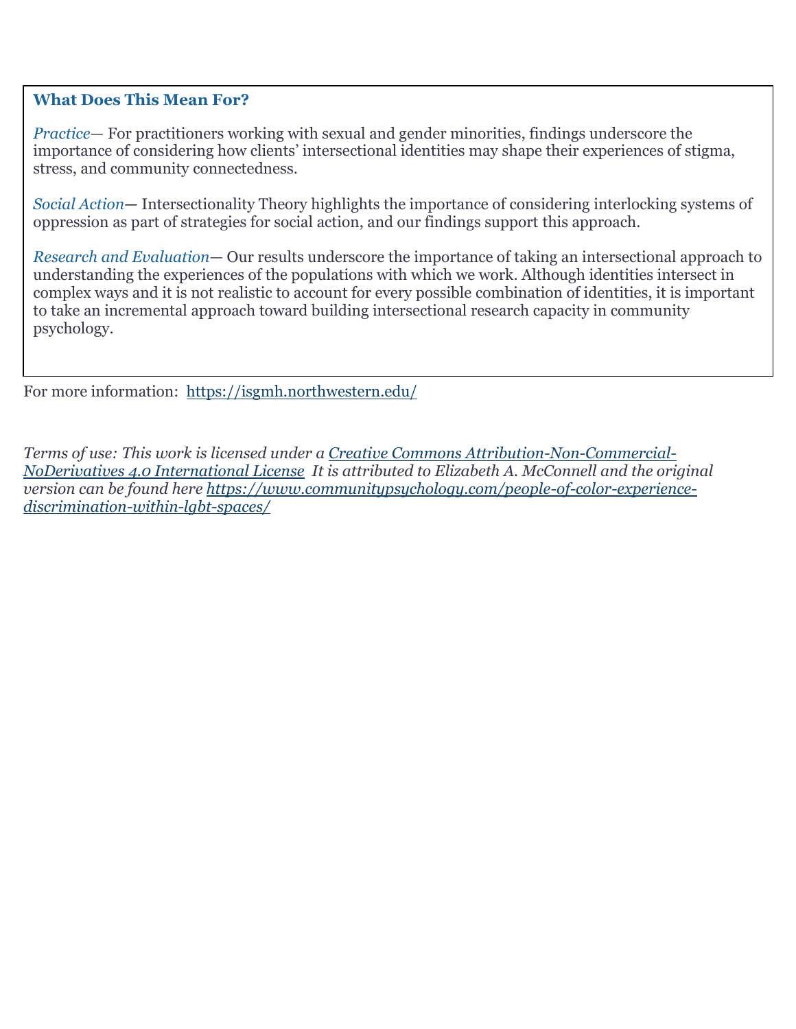### What Does This Mean For?

*Practice*— For practitioners working with sexual and gender minorities, findings underscore the importance of considering how clients' intersectional identities may shape their experiences of stigma, stress, and community connectedness.

*Social Action*— Intersectionality Theory highlights the importance of considering interlocking systems of oppression as part of strategies for social action, and our findings support this approach.

*Research and Evaluation*— Our results underscore the importance of taking an intersectional approach to understanding the experiences of the populations with which we work. Although identities intersect in complex ways and it is not realistic to account for every possible combination of identities, it is important to take an incremental approach toward building intersectional research capacity in community psychology.

For more information: [https://isgmh.northwestern.edu/](https://isgmh.northwestern.edu/)

*Terms of use: This work is licensed under a [Creative Commons Attribution-Non-Commercial-NoDerivatives 4.0 International License](https://creativecommons.org/licenses/by-nc-nd/4.0/) It is attributed to Elizabeth A. McConnell and the original version can be found here [https://www.communitypsychology.com/people-of-color-experience-discrimination-within-lgbt-spaces/](https://www.communitypsychology.com/people-of-color-experience-discrimination-within-lgbt-spaces/)*